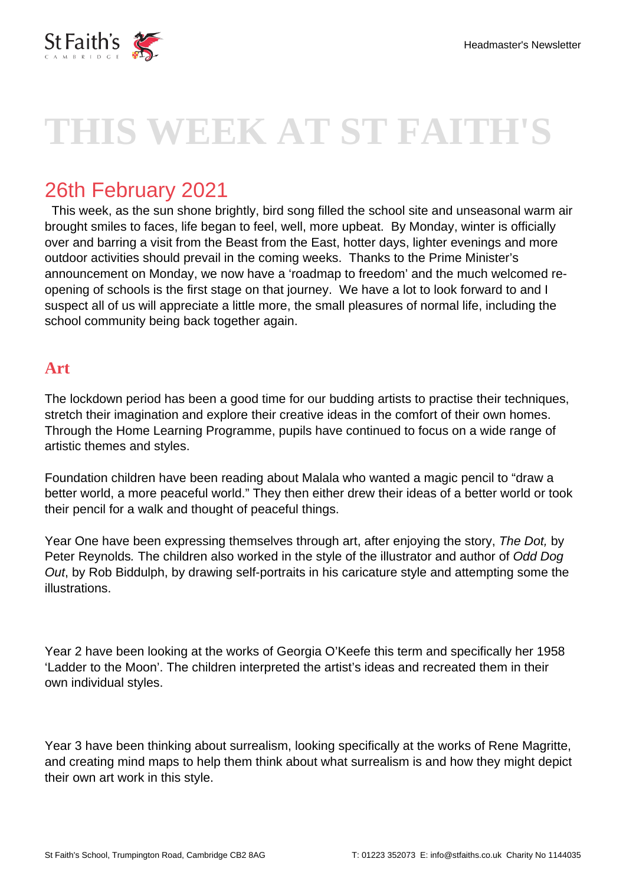# THIS WEEK AT ST FAITH'S

## 26th February 2021

This week, as the sun shone brightly, bird song filled the school site and unseasonal warm air brought smiles to faces, life began to feel, well, more upbeat. By Monday, winter is officially over and barring a visit from the Beast from the East, hotter days, lighter evenings and more outdoor activities should prevail in the coming weeks. Thanks to the Prime Minister's announcement on Monday, we now have a 'roadmap to freedom' and the much welcomed re-opening of schools is the first stage on that journey. We have a lot to look forward to and I suspect all of us will appreciate a little more, the small pleasures of normal life, including the school community being back together again.

### Art

The lockdown period has been a good time for our budding artists to practise their techniques, stretch their imagination and explore their creative ideas in the comfort of their own homes. Through the Home Learning Programme, pupils have continued to focus on a wide range of artistic themes and styles.

Foundation children have been reading about Malala who wanted a magic pencil to "draw a better world, a more peaceful world." They then either drew their ideas of a better world or took their pencil for a walk and thought of peaceful things.

Year One have been expressing themselves through art, after enjoying the story, *The Dot,* by Peter Reynolds*.* The children also worked in the style of the illustrator and author of *Odd Dog Out*, by Rob Biddulph, by drawing self-portraits in his caricature style and attempting some the illustrations.

Year 2 have been looking at the works of Georgia O'Keefe this term and specifically her 1958 'Ladder to the Moon'. The children interpreted the artist's ideas and recreated them in their own individual styles.

Year 3 have been thinking about surrealism, looking specifically at the works of Rene Magritte, and creating mind maps to help them think about what surrealism is and how they might depict their own art work in this style.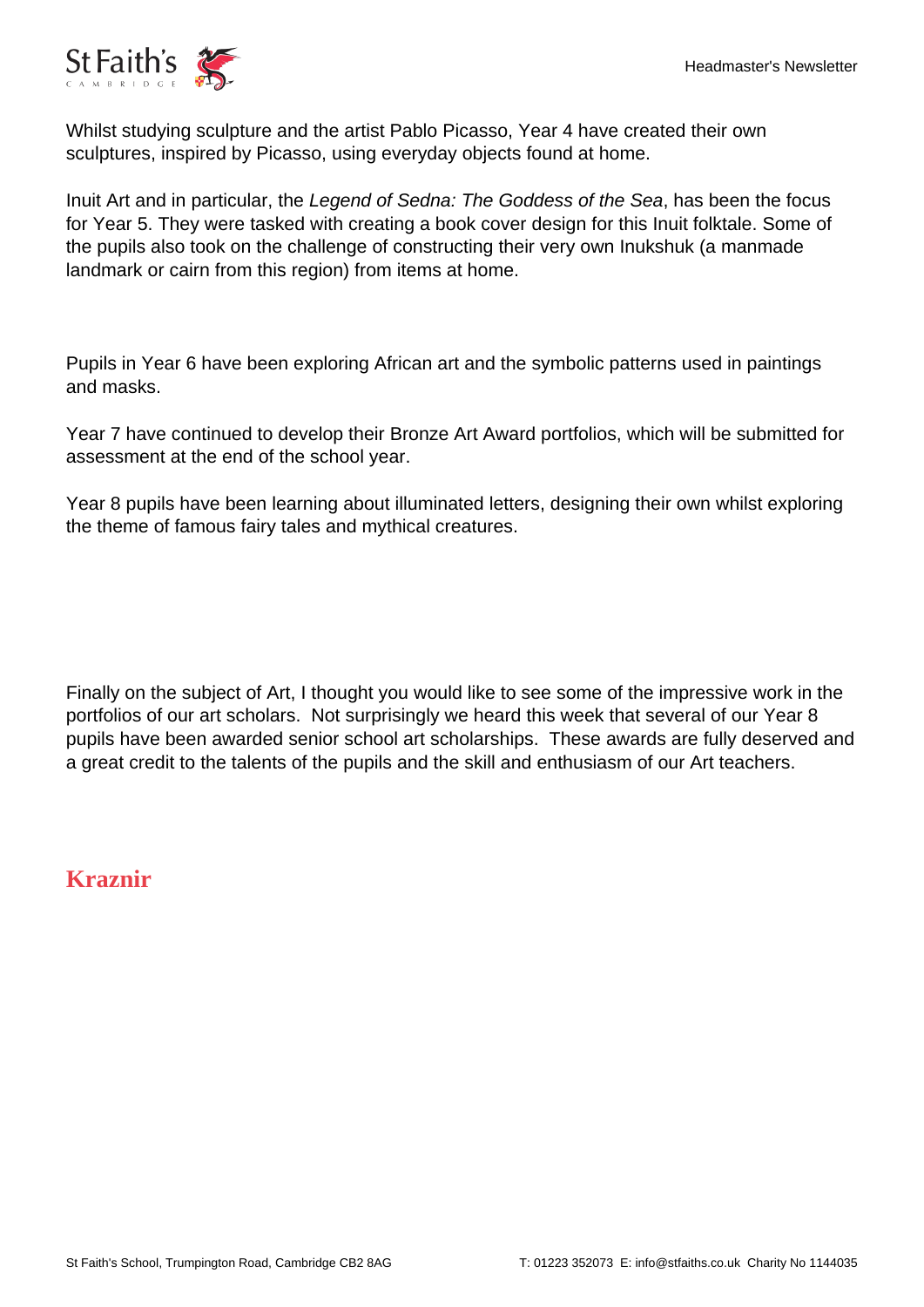Whilst studying sculpture and the artist Pablo Picasso, Year 4 have created their own sculptures, inspired by Picasso, using everyday objects found at home.

Inuit Art and in particular, the *Legend of Sedna: The Goddess of the Sea*, has been the focus for Year 5. They were tasked with creating a book cover design for this Inuit folktale. Some of the pupils also took on the challenge of constructing their very own Inukshuk (a manmade landmark or cairn from this region) from items at home.

Pupils in Year 6 have been exploring African art and the symbolic patterns used in paintings and masks.

Year 7 have continued to develop their Bronze Art Award portfolios, which will be submitted for assessment at the end of the school year.

Year 8 pupils have been learning about illuminated letters, designing their own whilst exploring the theme of famous fairy tales and mythical creatures.

Finally on the subject of Art, I thought you would like to see some of the impressive work in the portfolios of our art scholars. Not surprisingly we heard this week that several of our Year 8 pupils have been awarded senior school art scholarships. These awards are fully deserved and a great credit to the talents of the pupils and the skill and enthusiasm of our Art teachers.

## Kraznir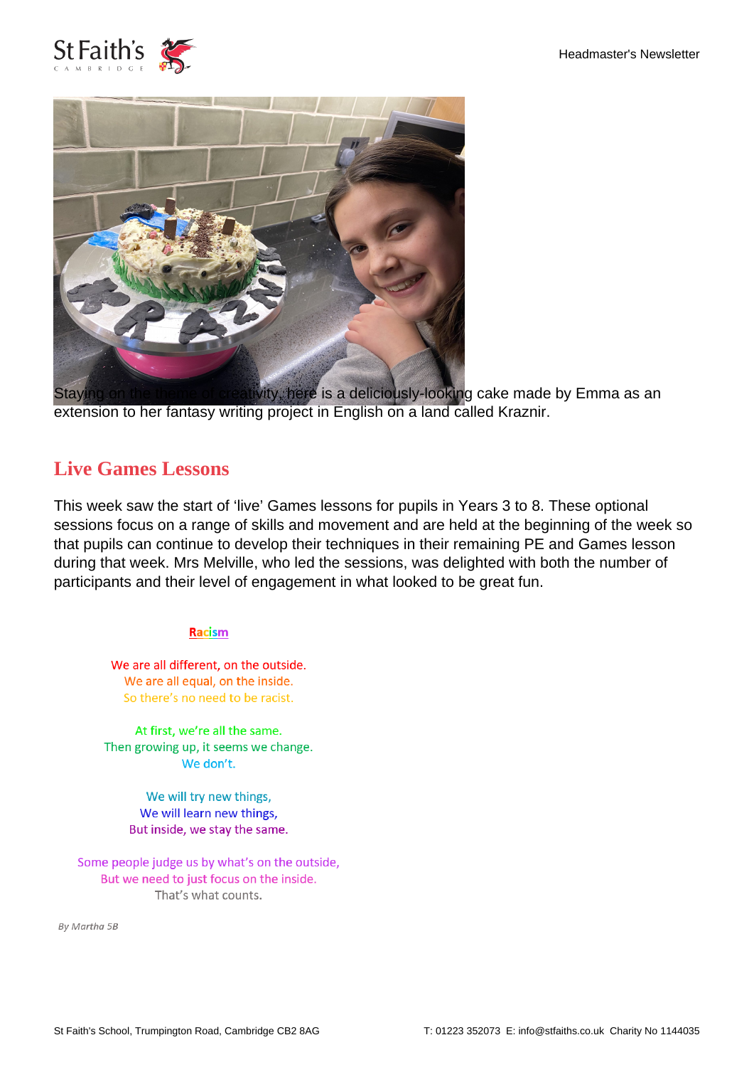Staying on the theme of creativity, here is a deliciously-looking cake made by Emma as an extension to her fantasy writing project in English on a land called Kraznir.

## Live Games Lessons

This week saw the start of 'live' Games lessons for pupils in Years 3 to 8. These optional sessions focus on a range of skills and movement and are held at the beginning of the week so that pupils can continue to develop their techniques in their remaining PE and Games lesson during that week. Mrs Melville, who led the sessions, was delighted with both the number of participants and their level of engagement in what looked to be great fun.

**Racism**

We are all different, on the outside.
We are all equal, on the inside.
So there's no need to be racist.

At first, we're all the same.
Then growing up, it seems we change.
We don't.

We will try new things,
We will learn new things,
But inside, we stay the same.

Some people judge us by what's on the outside,
But we need to just focus on the inside.
That's what counts.

*By Martha 5B*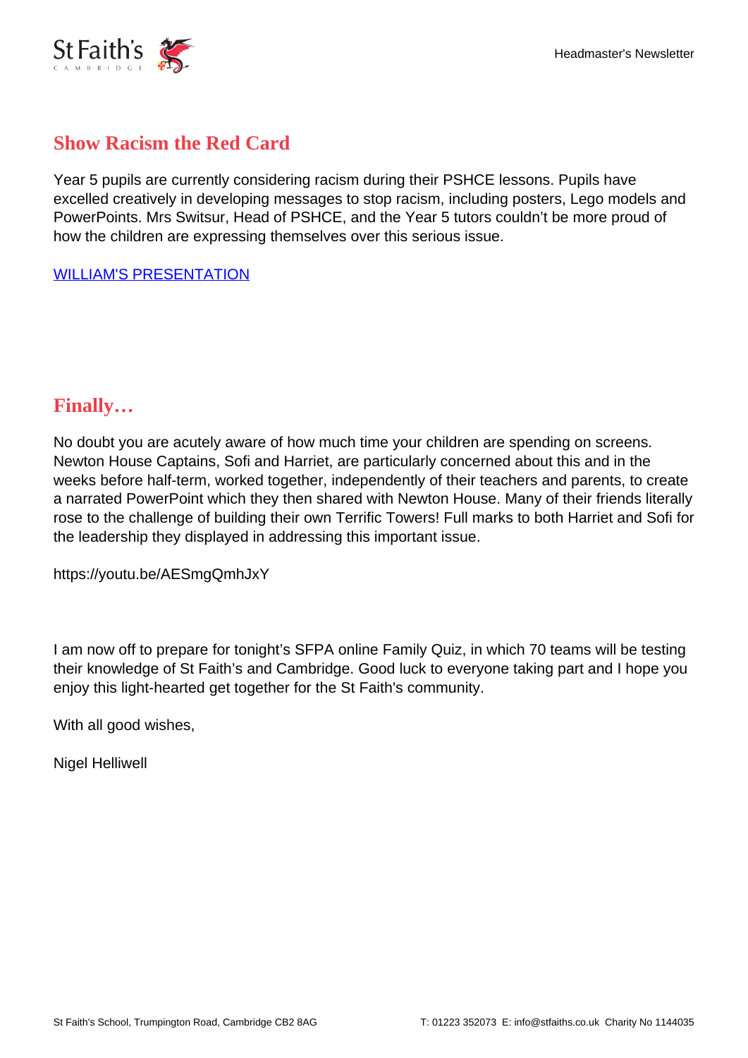## Show Racism the Red Card

Year 5 pupils are currently considering racism during their PSHCE lessons. Pupils have excelled creatively in developing messages to stop racism, including posters, Lego models and PowerPoints. Mrs Switsur, Head of PSHCE, and the Year 5 tutors couldn't be more proud of how the children are expressing themselves over this serious issue.

WILLIAM'S PRESENTATION

## Finally…

No doubt you are acutely aware of how much time your children are spending on screens. Newton House Captains, Sofi and Harriet, are particularly concerned about this and in the weeks before half-term, worked together, independently of their teachers and parents, to create a narrated PowerPoint which they then shared with Newton House. Many of their friends literally rose to the challenge of building their own Terrific Towers! Full marks to both Harriet and Sofi for the leadership they displayed in addressing this important issue.

https://youtu.be/AESmgQmhJxY

I am now off to prepare for tonight's SFPA online Family Quiz, in which 70 teams will be testing their knowledge of St Faith's and Cambridge. Good luck to everyone taking part and I hope you enjoy this light-hearted get together for the St Faith's community.

With all good wishes,

Nigel Helliwell